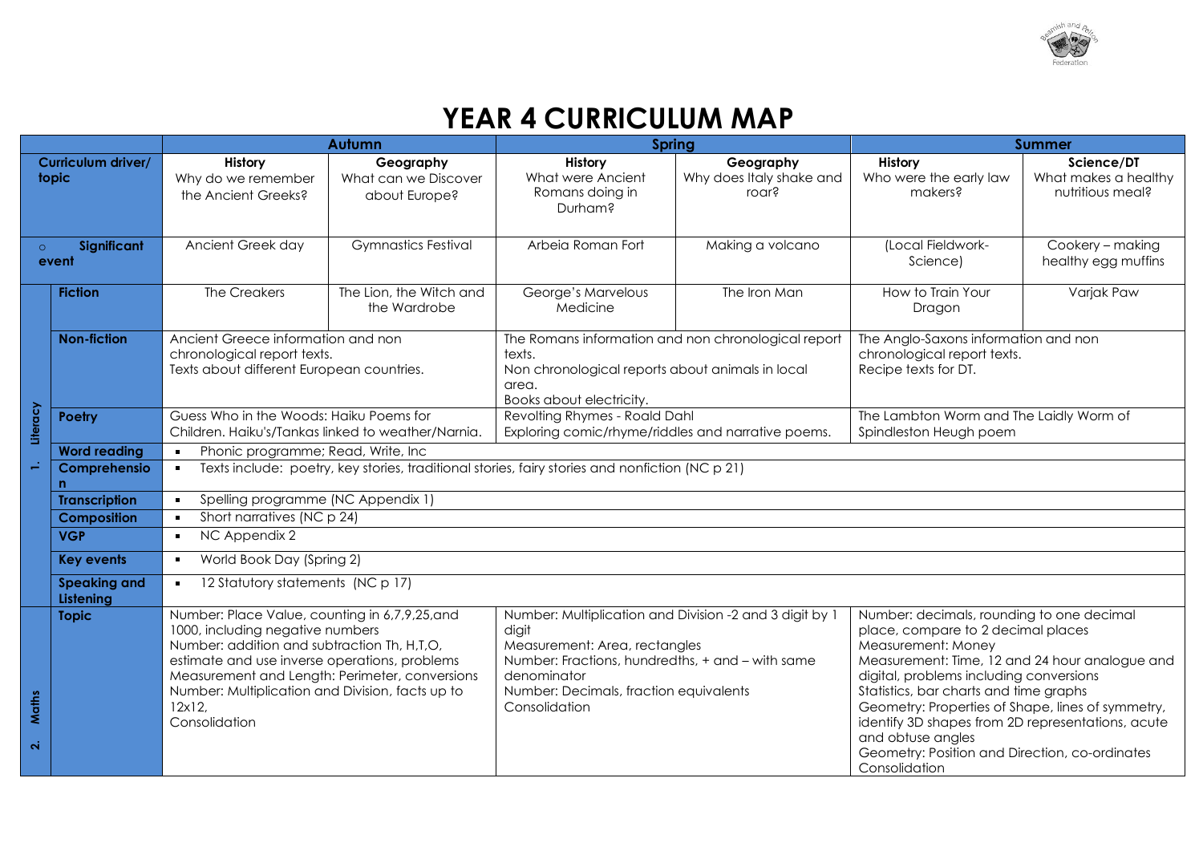# YEAR 4 CURRICULUM MAP

| | | Autumn | | Spring | | Summer | |
|---|---|---|---|---|---|---|---|
| **Curriculum driver/ topic** | | **History** Why do we remember the Ancient Greeks? | **Geography** What can we Discover about Europe? | **History** What were Ancient Romans doing in Durham? | **Geography** Why does Italy shake and roar? | **History** Who were the early law makers? | **Science/DT** What makes a healthy nutritious meal? |
| ○ **Significant event** | | Ancient Greek day | Gymnastics Festival | Arbeia Roman Fort | Making a volcano | (Local Fieldwork- Science) | Cookery – making healthy egg muffins |
| **1. Literacy** | **Fiction** | The Creakers | The Lion, the Witch and the Wardrobe | George's Marvelous Medicine | The Iron Man | How to Train Your Dragon | Varjak Paw |
| | **Non-fiction** | Ancient Greece information and non chronological report texts. Texts about different European countries. | | The Romans information and non chronological report texts. Non chronological reports about animals in local area. Books about electricity. | | The Anglo-Saxons information and non chronological report texts. Recipe texts for DT. | |
| | **Poetry** | Guess Who in the Woods: Haiku Poems for Children. Haiku's/Tankas linked to weather/Narnia. | | Revolting Rhymes - Roald Dahl Exploring comic/rhyme/riddles and narrative poems. | | The Lambton Worm and The Laidly Worm of Spindleston Heugh poem | |
| | **Word reading** | ▪ Phonic programme; Read, Write, Inc | | | | | |
| | **Comprehension** | ▪ Texts include: poetry, key stories, traditional stories, fairy stories and nonfiction (NC p 21) | | | | | |
| | **Transcription** | ▪ Spelling programme (NC Appendix 1) | | | | | |
| | **Composition** | ▪ Short narratives (NC p 24) | | | | | |
| | **VGP** | ▪ NC Appendix 2 | | | | | |
| | **Key events** | ▪ World Book Day (Spring 2) | | | | | |
| | **Speaking and Listening** | ▪ 12 Statutory statements (NC p 17) | | | | | |
| **2. Maths** | **Topic** | Number: Place Value, counting in 6,7,9,25,and 1000, including negative numbers<br>Number: addition and subtraction Th, H,T,O, estimate and use inverse operations, problems<br>Measurement and Length: Perimeter, conversions<br>Number: Multiplication and Division, facts up to 12x12,<br>Consolidation | | Number: Multiplication and Division -2 and 3 digit by 1 digit<br>Measurement: Area, rectangles<br>Number: Fractions, hundredths, + and – with same denominator<br>Number: Decimals, fraction equivalents<br>Consolidation | | Number: decimals, rounding to one decimal place, compare to 2 decimal places<br>Measurement: Money<br>Measurement: Time, 12 and 24 hour analogue and digital, problems including conversions<br>Statistics, bar charts and time graphs<br>Geometry: Properties of Shape, lines of symmetry, identify 3D shapes from 2D representations, acute and obtuse angles<br>Geometry: Position and Direction, co-ordinates<br>Consolidation | |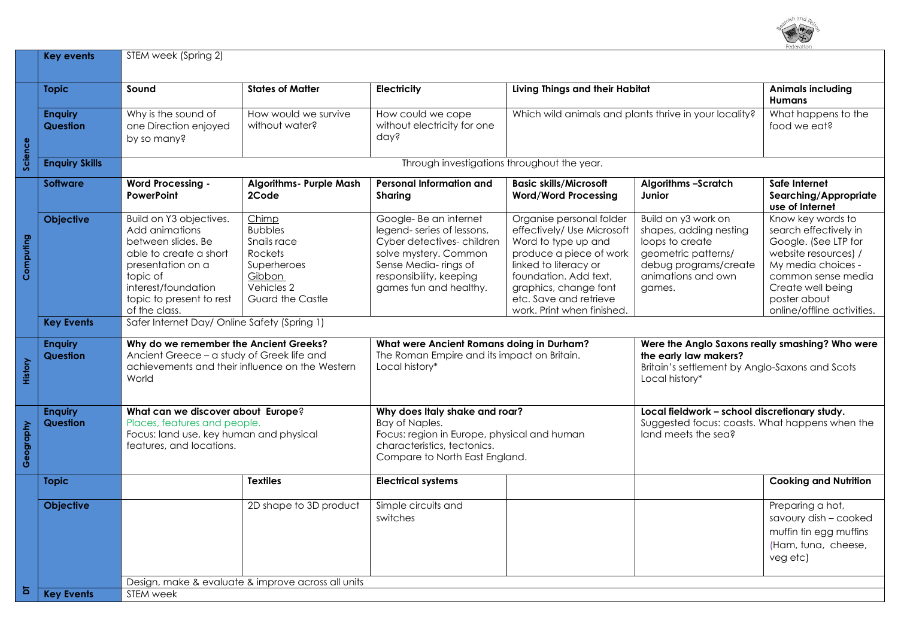| | | | | | | | |
|---|---|---|---|---|---|---|---|
| Science | **Key events** | STEM week (Spring 2) | | | | | |
| | **Topic** | **Sound** | **States of Matter** | **Electricity** | **Living Things and their Habitat** | | **Animals including Humans** |
| | **Enquiry Question** | Why is the sound of one Direction enjoyed by so many? | How would we survive without water? | How could we cope without electricity for one day? | Which wild animals and plants thrive in your locality? | | What happens to the food we eat? |
| | **Enquiry Skills** | Through investigations throughout the year. | | | | | |
| Computing | **Software** | **Word Processing - PowerPoint** | **Algorithms- Purple Mash 2Code** | **Personal Information and Sharing** | **Basic skills/Microsoft Word/Word Processing** | **Algorithms –Scratch Junior** | **Safe Internet Searching/Appropriate use of Internet** |
| | **Objective** | Build on Y3 objectives. Add animations between slides. Be able to create a short presentation on a topic of interest/foundation topic to present to rest of the class. | Chimp Bubbles Snails race Rockets Superheroes Gibbon Vehicles 2 Guard the Castle | Google- Be an internet legend- series of lessons, Cyber detectives- children solve mystery. Common Sense Media- rings of responsibility, keeping games fun and healthy. | Organise personal folder effectively/ Use Microsoft Word to type up and produce a piece of work linked to literacy or foundation. Add text, graphics, change font etc. Save and retrieve work. Print when finished. | Build on y3 work on shapes, adding nesting loops to create geometric patterns/ debug programs/create animations and own games. | Know key words to search effectively in Google. (See LTP for website resources) / My media choices - common sense media Create well being poster about online/offline activities. |
| | **Key Events** | Safer Internet Day/ Online Safety (Spring 1) | | | | | |
| History | **Enquiry Question** | **Why do we remember the Ancient Greeks?** Ancient Greece – a study of Greek life and achievements and their influence on the Western World | | **What were Ancient Romans doing in Durham?** The Roman Empire and its impact on Britain. Local history* | | **Were the Anglo Saxons really smashing? Who were the early law makers?** Britain's settlement by Anglo-Saxons and Scots Local history* | |
| Geography | **Enquiry Question** | **What can we discover about Europe**? Places, features and people. Focus: land use, key human and physical features, and locations. | | **Why does Italy shake and roar?** Bay of Naples. Focus: region in Europe, physical and human characteristics, tectonics. Compare to North East England. | | **Local fieldwork – school discretionary study.** Suggested focus: coasts. What happens when the land meets the sea? | |
| DT | **Topic** | | **Textiles** | **Electrical systems** | | | **Cooking and Nutrition** |
| | **Objective** | | 2D shape to 3D product | Simple circuits and switches | | | Preparing a hot, savoury dish – cooked muffin tin egg muffins (Ham, tuna, cheese, veg etc) |
| | | Design, make & evaluate & improve across all units | | | | | |
| | **Key Events** | STEM week | | | | | |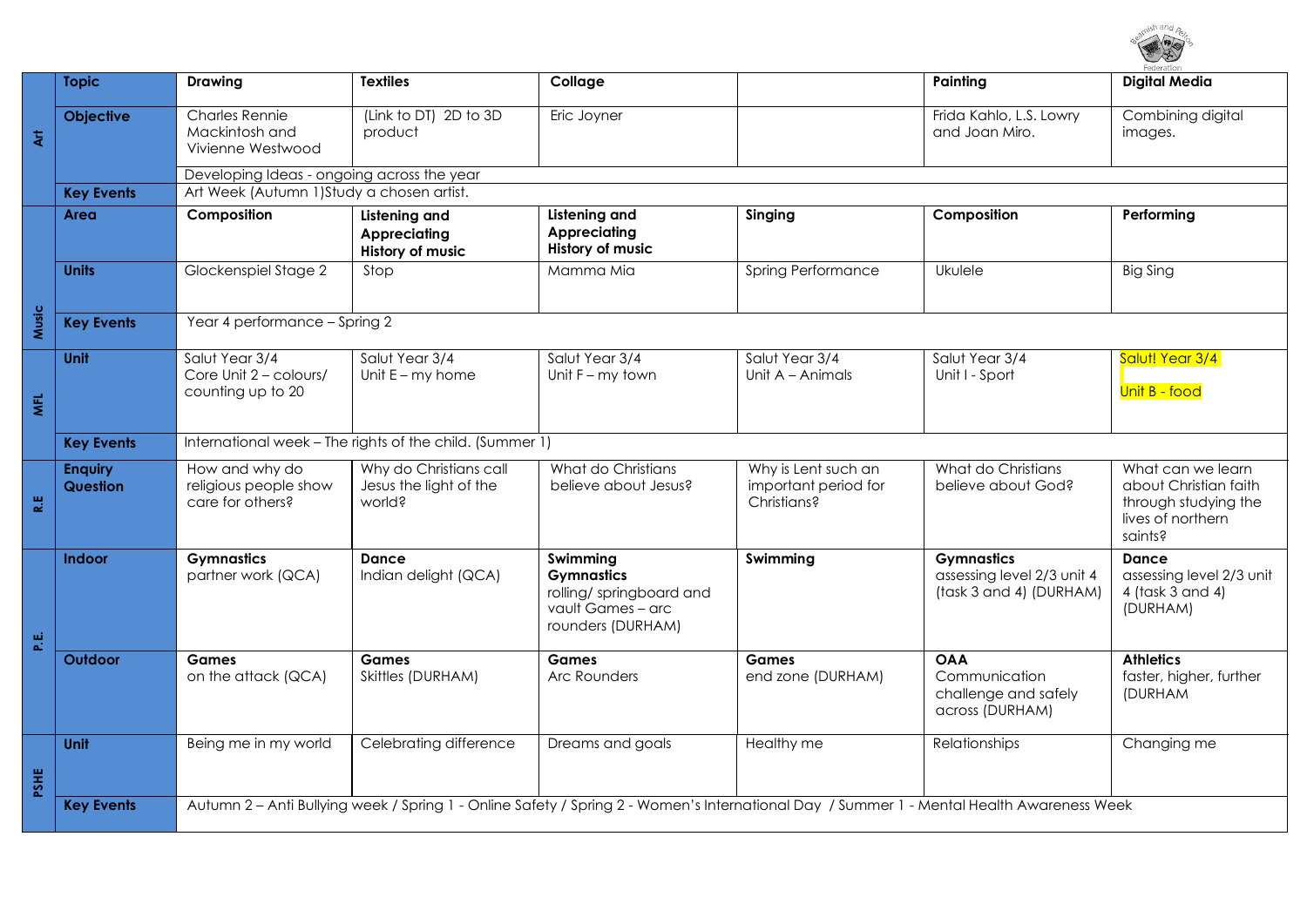| | | | | | | | |
|---|---|---|---|---|---|---|---|
| Art | **Topic** | **Drawing** | **Textiles** | **Collage** | | **Painting** | **Digital Media** |
| | **Objective** | Charles Rennie Mackintosh and Vivienne Westwood | (Link to DT) 2D to 3D product | Eric Joyner | | Frida Kahlo, L.S. Lowry and Joan Miro. | Combining digital images. |
| | | Developing Ideas - ongoing across the year | | | | | |
| | **Key Events** | Art Week (Autumn 1)Study a chosen artist. | | | | | |
| Music | **Area** | **Composition** | **Listening and Appreciating History of music** | **Listening and Appreciating History of music** | **Singing** | **Composition** | **Performing** |
| | **Units** | Glockenspiel Stage 2 | Stop | Mamma Mia | Spring Performance | Ukulele | Big Sing |
| | **Key Events** | Year 4 performance – Spring 2 | | | | | |
| MFL | **Unit** | Salut Year 3/4 Core Unit 2 – colours/ counting up to 20 | Salut Year 3/4 Unit E – my home | Salut Year 3/4 Unit F – my town | Salut Year 3/4 Unit A – Animals | Salut Year 3/4 Unit I - Sport | Salut! Year 3/4 Unit B - food |
| | **Key Events** | International week – The rights of the child. (Summer 1) | | | | | |
| R.E | **Enquiry Question** | How and why do religious people show care for others? | Why do Christians call Jesus the light of the world? | What do Christians believe about Jesus? | Why is Lent such an important period for Christians? | What do Christians believe about God? | What can we learn about Christian faith through studying the lives of northern saints? |
| P.E. | **Indoor** | **Gymnastics** partner work (QCA) | **Dance** Indian delight (QCA) | **Swimming** **Gymnastics** rolling/ springboard and vault Games – arc rounders (DURHAM) | **Swimming** | **Gymnastics** assessing level 2/3 unit 4 (task 3 and 4) (DURHAM) | **Dance** assessing level 2/3 unit 4 (task 3 and 4) (DURHAM) |
| | **Outdoor** | **Games** on the attack (QCA) | **Games** Skittles (DURHAM) | **Games** Arc Rounders | **Games** end zone (DURHAM) | **OAA** Communication challenge and safely across (DURHAM) | **Athletics** faster, higher, further (DURHAM |
| PSHE | **Unit** | Being me in my world | Celebrating difference | Dreams and goals | Healthy me | Relationships | Changing me |
| | **Key Events** | Autumn 2 – Anti Bullying week / Spring 1 - Online Safety / Spring 2 - Women's International Day / Summer 1 - Mental Health Awareness Week | | | | | |